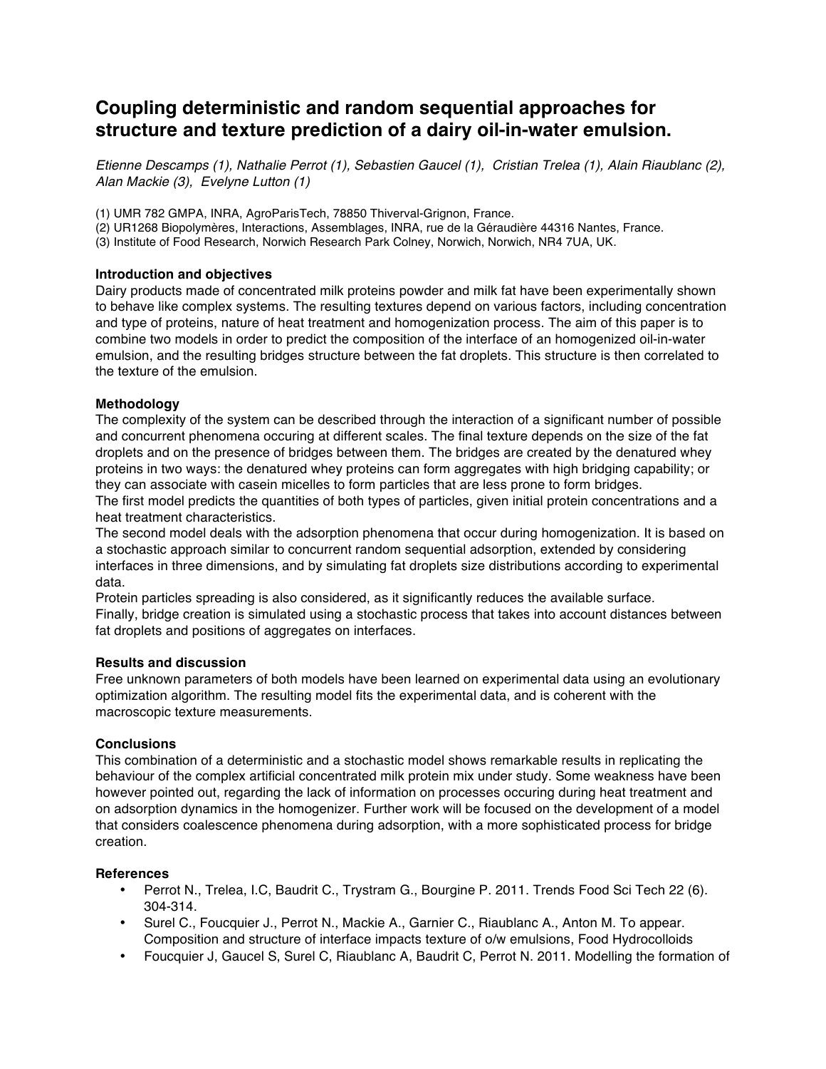# Coupling deterministic and random sequential approaches for structure and texture prediction of a dairy oil-in-water emulsion.

*Etienne Descamps (1), Nathalie Perrot (1), Sebastien Gaucel (1), Cristian Trelea (1), Alain Riaublanc (2), Alan Mackie (3), Evelyne Lutton (1)*

(1) UMR 782 GMPA, INRA, AgroParisTech, 78850 Thiverval-Grignon, France.
(2) UR1268 Biopolymères, Interactions, Assemblages, INRA, rue de la Géraudière 44316 Nantes, France.
(3) Institute of Food Research, Norwich Research Park Colney, Norwich, Norwich, NR4 7UA, UK.

## Introduction and objectives

Dairy products made of concentrated milk proteins powder and milk fat have been experimentally shown to behave like complex systems. The resulting textures depend on various factors, including concentration and type of proteins, nature of heat treatment and homogenization process. The aim of this paper is to combine two models in order to predict the composition of the interface of an homogenized oil-in-water emulsion, and the resulting bridges structure between the fat droplets. This structure is then correlated to the texture of the emulsion.

## Methodology

The complexity of the system can be described through the interaction of a significant number of possible and concurrent phenomena occuring at different scales. The final texture depends on the size of the fat droplets and on the presence of bridges between them. The bridges are created by the denatured whey proteins in two ways: the denatured whey proteins can form aggregates with high bridging capability; or they can associate with casein micelles to form particles that are less prone to form bridges.
The first model predicts the quantities of both types of particles, given initial protein concentrations and a heat treatment characteristics.
The second model deals with the adsorption phenomena that occur during homogenization. It is based on a stochastic approach similar to concurrent random sequential adsorption, extended by considering interfaces in three dimensions, and by simulating fat droplets size distributions according to experimental data.
Protein particles spreading is also considered, as it significantly reduces the available surface.
Finally, bridge creation is simulated using a stochastic process that takes into account distances between fat droplets and positions of aggregates on interfaces.

## Results and discussion

Free unknown parameters of both models have been learned on experimental data using an evolutionary optimization algorithm. The resulting model fits the experimental data, and is coherent with the macroscopic texture measurements.

## Conclusions

This combination of a deterministic and a stochastic model shows remarkable results in replicating the behaviour of the complex artificial concentrated milk protein mix under study. Some weakness have been however pointed out, regarding the lack of information on processes occuring during heat treatment and on adsorption dynamics in the homogenizer. Further work will be focused on the development of a model that considers coalescence phenomena during adsorption, with a more sophisticated process for bridge creation.

## References

- Perrot N., Trelea, I.C, Baudrit C., Trystram G., Bourgine P. 2011. Trends Food Sci Tech 22 (6). 304-314.
- Surel C., Foucquier J., Perrot N., Mackie A., Garnier C., Riaublanc A., Anton M. To appear. Composition and structure of interface impacts texture of o/w emulsions, Food Hydrocolloids
- Foucquier J, Gaucel S, Surel C, Riaublanc A, Baudrit C, Perrot N. 2011. Modelling the formation of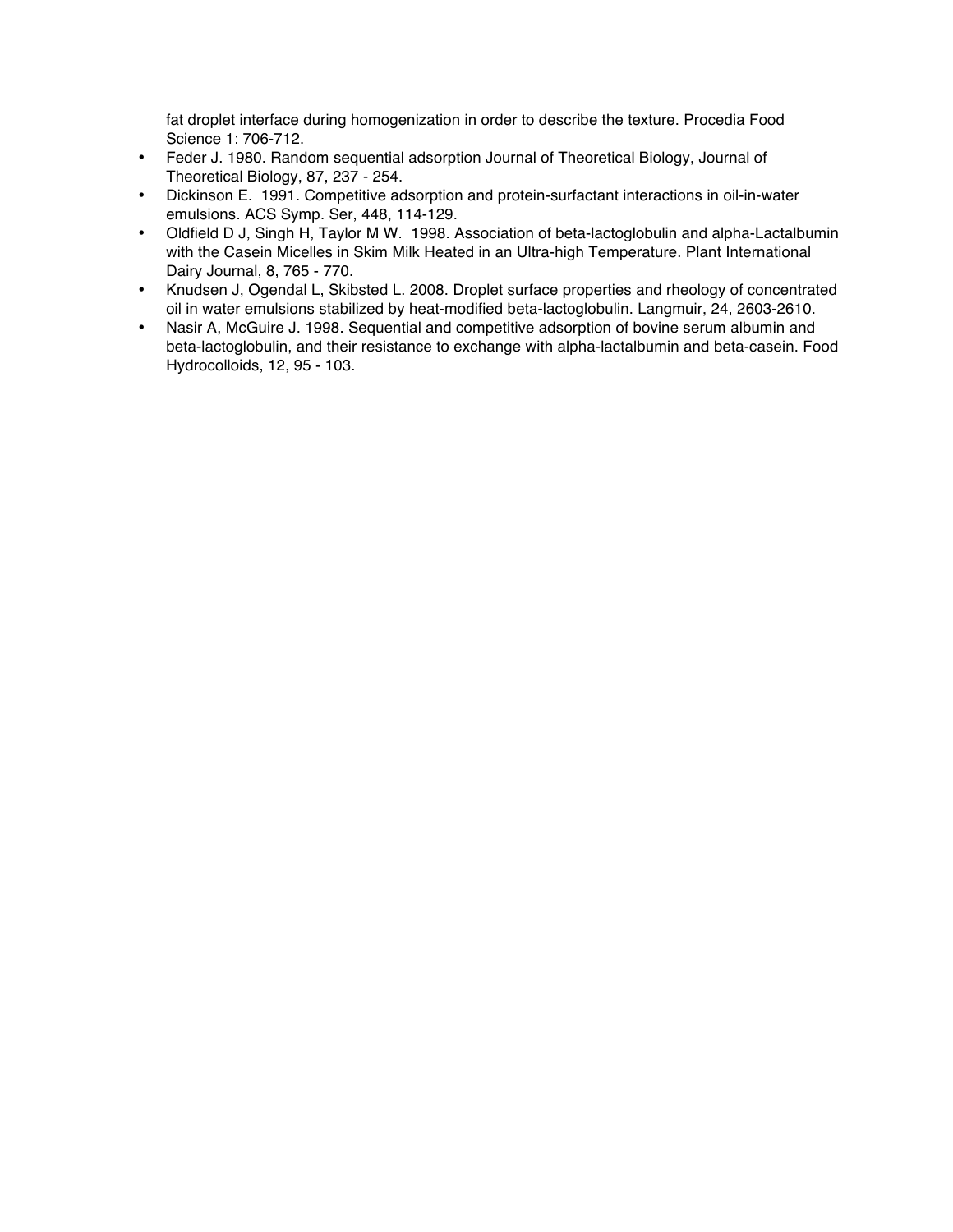fat droplet interface during homogenization in order to describe the texture. Procedia Food Science 1: 706-712.

- Feder J. 1980. Random sequential adsorption Journal of Theoretical Biology, Journal of Theoretical Biology, 87, 237 - 254.
- Dickinson E. 1991. Competitive adsorption and protein-surfactant interactions in oil-in-water emulsions. ACS Symp. Ser, 448, 114-129.
- Oldfield D J, Singh H, Taylor M W. 1998. Association of beta-lactoglobulin and alpha-Lactalbumin with the Casein Micelles in Skim Milk Heated in an Ultra-high Temperature. Plant International Dairy Journal, 8, 765 - 770.
- Knudsen J, Ogendal L, Skibsted L. 2008. Droplet surface properties and rheology of concentrated oil in water emulsions stabilized by heat-modified beta-lactoglobulin. Langmuir, 24, 2603-2610.
- Nasir A, McGuire J. 1998. Sequential and competitive adsorption of bovine serum albumin and beta-lactoglobulin, and their resistance to exchange with alpha-lactalbumin and beta-casein. Food Hydrocolloids, 12, 95 - 103.